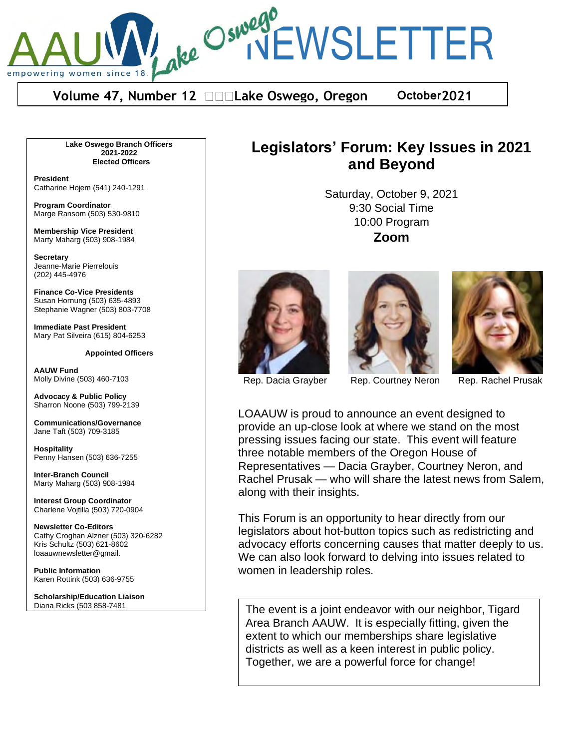# AAUW Lake Oswego NEWSLETTER

empowering women since 18

**Volume 47, Number 12 Lake Oswego, Oregon October 2021**

## Legislators' Forum: Key Issues in 2021 and Beyond

Saturday, October 9, 2021
9:30 Social Time
10:00 Program
**Zoom**

Rep. Dacia Grayber Rep. Courtney Neron Rep. Rachel Prusak

LOAAUW is proud to announce an event designed to provide an up-close look at where we stand on the most pressing issues facing our state. This event will feature three notable members of the Oregon House of Representatives — Dacia Grayber, Courtney Neron, and Rachel Prusak — who will share the latest news from Salem, along with their insights.

This Forum is an opportunity to hear directly from our legislators about hot-button topics such as redistricting and advocacy efforts concerning causes that matter deeply to us. We can also look forward to delving into issues related to women in leadership roles.

The event is a joint endeavor with our neighbor, Tigard Area Branch AAUW. It is especially fitting, given the extent to which our memberships share legislative districts as well as a keen interest in public policy. Together, we are a powerful force for change!

---

**Lake Oswego Branch Officers 2021-2022**
**Elected Officers**

**President**
Catharine Hojem (541) 240-1291

**Program Coordinator**
Marge Ransom (503) 530-9810

**Membership Vice President**
Marty Maharg (503) 908-1984

**Secretary**
Jeanne-Marie Pierrelouis (202) 445-4976

**Finance Co-Vice Presidents**
Susan Hornung (503) 635-4893
Stephanie Wagner (503) 803-7708

**Immediate Past President**
Mary Pat Silveira (615) 804-6253

**Appointed Officers**

**AAUW Fund**
Molly Divine (503) 460-7103

**Advocacy & Public Policy**
Sharron Noone (503) 799-2139

**Communications/Governance**
Jane Taft (503) 709-3185

**Hospitality**
Penny Hansen (503) 636-7255

**Inter-Branch Council**
Marty Maharg (503) 908-1984

**Interest Group Coordinator**
Charlene Vojtilla (503) 720-0904

**Newsletter Co-Editors**
Cathy Croghan Alzner (503) 320-6282
Kris Schultz (503) 621-8602
loaauwnewsletter@gmail.

**Public Information**
Karen Rottink (503) 636-9755

**Scholarship/Education Liaison**
Diana Ricks (503 858-7481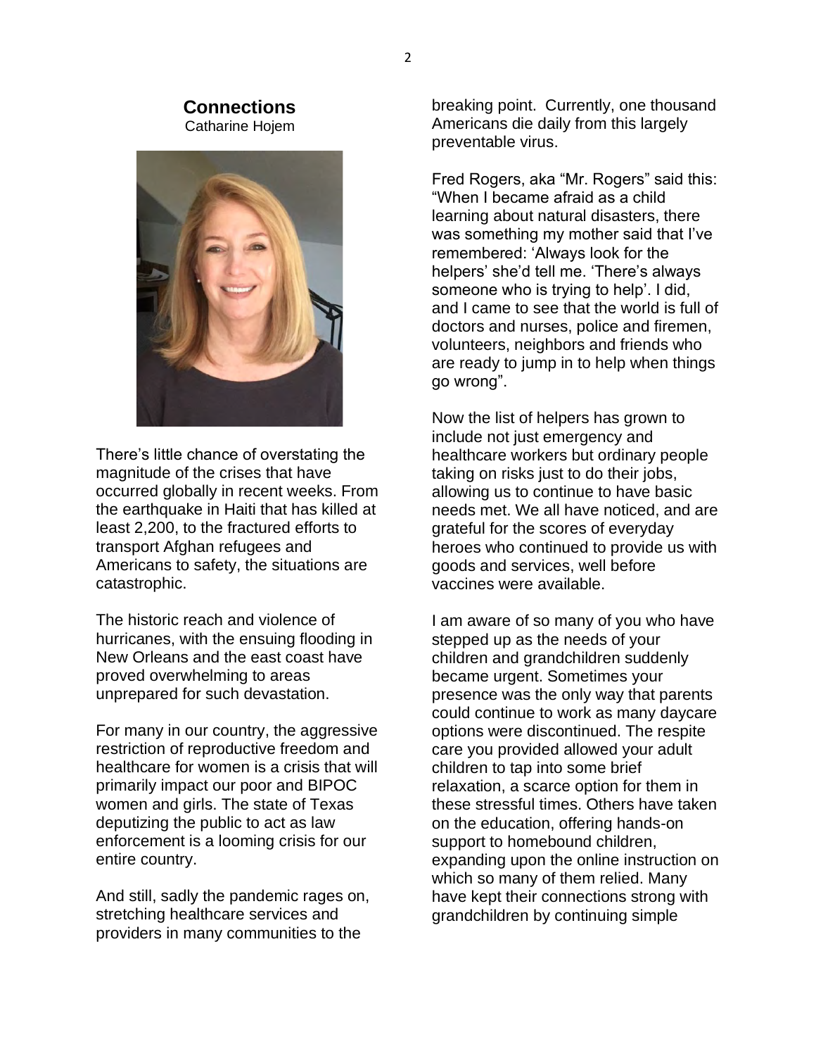## Connections

Catharine Hojem

There's little chance of overstating the magnitude of the crises that have occurred globally in recent weeks. From the earthquake in Haiti that has killed at least 2,200, to the fractured efforts to transport Afghan refugees and Americans to safety, the situations are catastrophic.

The historic reach and violence of hurricanes, with the ensuing flooding in New Orleans and the east coast have proved overwhelming to areas unprepared for such devastation.

For many in our country, the aggressive restriction of reproductive freedom and healthcare for women is a crisis that will primarily impact our poor and BIPOC women and girls. The state of Texas deputizing the public to act as law enforcement is a looming crisis for our entire country.

And still, sadly the pandemic rages on, stretching healthcare services and providers in many communities to the breaking point. Currently, one thousand Americans die daily from this largely preventable virus.

Fred Rogers, aka "Mr. Rogers" said this: "When I became afraid as a child learning about natural disasters, there was something my mother said that I've remembered: 'Always look for the helpers' she'd tell me. 'There's always someone who is trying to help'. I did, and I came to see that the world is full of doctors and nurses, police and firemen, volunteers, neighbors and friends who are ready to jump in to help when things go wrong".

Now the list of helpers has grown to include not just emergency and healthcare workers but ordinary people taking on risks just to do their jobs, allowing us to continue to have basic needs met. We all have noticed, and are grateful for the scores of everyday heroes who continued to provide us with goods and services, well before vaccines were available.

I am aware of so many of you who have stepped up as the needs of your children and grandchildren suddenly became urgent. Sometimes your presence was the only way that parents could continue to work as many daycare options were discontinued. The respite care you provided allowed your adult children to tap into some brief relaxation, a scarce option for them in these stressful times. Others have taken on the education, offering hands-on support to homebound children, expanding upon the online instruction on which so many of them relied. Many have kept their connections strong with grandchildren by continuing simple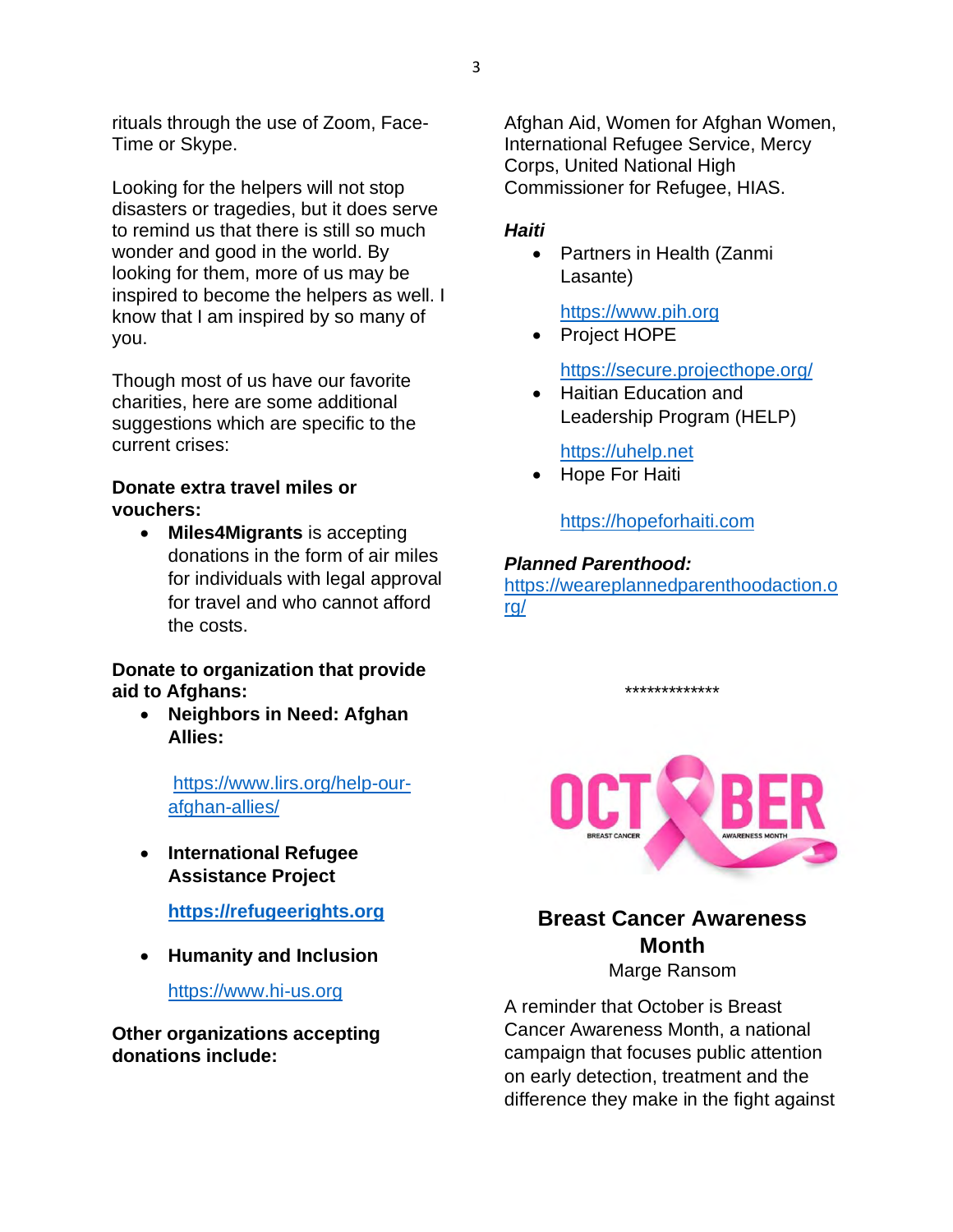rituals through the use of Zoom, Face-Time or Skype.

Looking for the helpers will not stop disasters or tragedies, but it does serve to remind us that there is still so much wonder and good in the world. By looking for them, more of us may be inspired to become the helpers as well. I know that I am inspired by so many of you.

Though most of us have our favorite charities, here are some additional suggestions which are specific to the current crises:

**Donate extra travel miles or vouchers:**

- **Miles4Migrants** is accepting donations in the form of air miles for individuals with legal approval for travel and who cannot afford the costs.

**Donate to organization that provide aid to Afghans:**

- **Neighbors in Need: Afghan Allies:**

  https://www.lirs.org/help-our-afghan-allies/

- **International Refugee Assistance Project**

  **https://refugeerights.org**

- **Humanity and Inclusion**

  https://www.hi-us.org

**Other organizations accepting donations include:**

Afghan Aid, Women for Afghan Women, International Refugee Service, Mercy Corps, United National High Commissioner for Refugee, HIAS.

***Haiti***

- Partners in Health (Zanmi Lasante)

  https://www.pih.org

- Project HOPE

  https://secure.projecthope.org/

- Haitian Education and Leadership Program (HELP)

  https://uhelp.net

- Hope For Haiti

  https://hopeforhaiti.com

***Planned Parenthood:***
https://weareplannedparenthoodaction.org/

*************

OCTOBER BREAST CANCER AWARENESS MONTH

## Breast Cancer Awareness Month

Marge Ransom

A reminder that October is Breast Cancer Awareness Month, a national campaign that focuses public attention on early detection, treatment and the difference they make in the fight against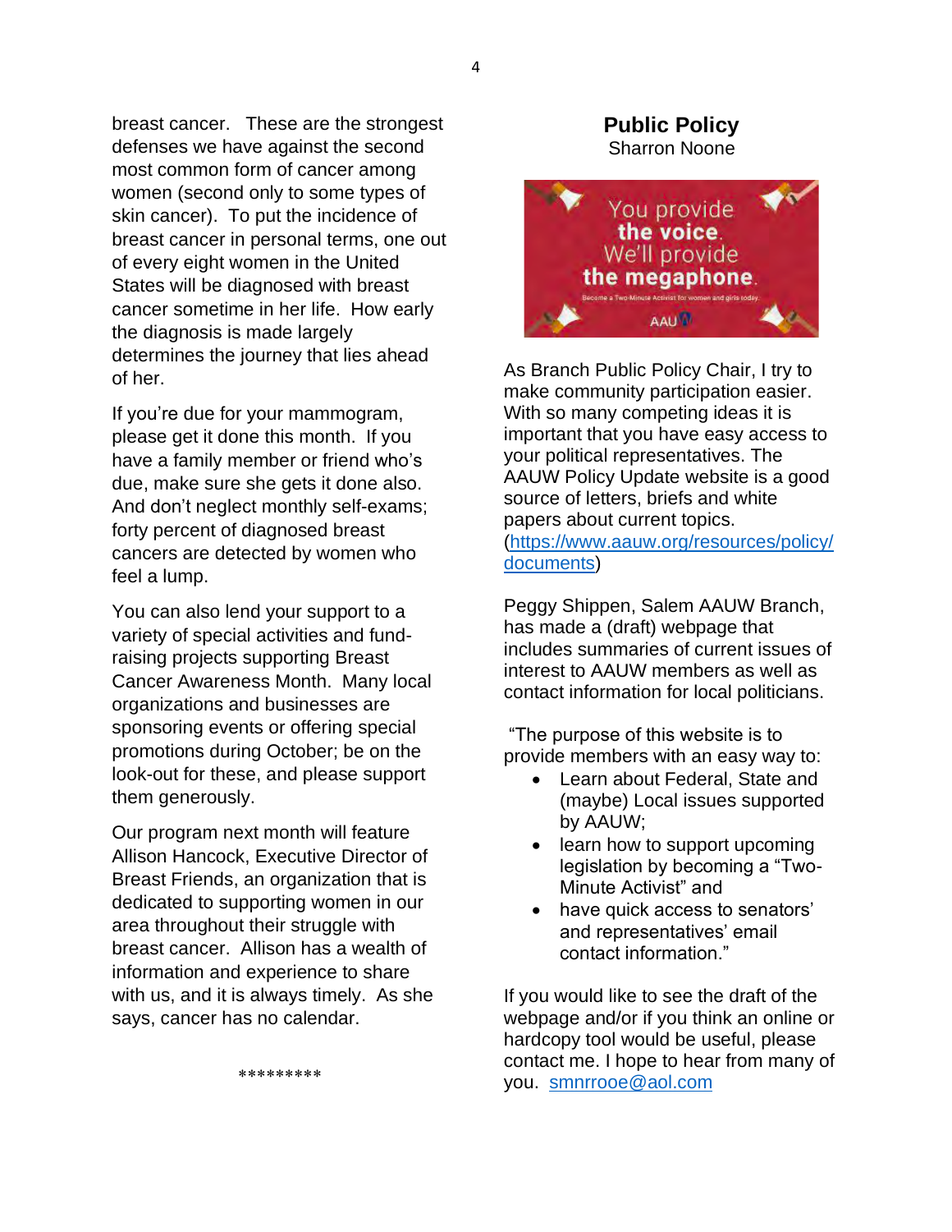breast cancer. These are the strongest defenses we have against the second most common form of cancer among women (second only to some types of skin cancer). To put the incidence of breast cancer in personal terms, one out of every eight women in the United States will be diagnosed with breast cancer sometime in her life. How early the diagnosis is made largely determines the journey that lies ahead of her.

If you're due for your mammogram, please get it done this month. If you have a family member or friend who's due, make sure she gets it done also. And don't neglect monthly self-exams; forty percent of diagnosed breast cancers are detected by women who feel a lump.

You can also lend your support to a variety of special activities and fund-raising projects supporting Breast Cancer Awareness Month. Many local organizations and businesses are sponsoring events or offering special promotions during October; be on the look-out for these, and please support them generously.

Our program next month will feature Allison Hancock, Executive Director of Breast Friends, an organization that is dedicated to supporting women in our area throughout their struggle with breast cancer. Allison has a wealth of information and experience to share with us, and it is always timely. As she says, cancer has no calendar.

*********

## Public Policy

Sharron Noone

You provide **the voice**. We'll provide **the megaphone**.

Become a Two-Minute Activist for women and girls today.

AAUW

As Branch Public Policy Chair, I try to make community participation easier. With so many competing ideas it is important that you have easy access to your political representatives. The AAUW Policy Update website is a good source of letters, briefs and white papers about current topics. (https://www.aauw.org/resources/policy/documents)

Peggy Shippen, Salem AAUW Branch, has made a (draft) webpage that includes summaries of current issues of interest to AAUW members as well as contact information for local politicians.

"The purpose of this website is to provide members with an easy way to:

- Learn about Federal, State and (maybe) Local issues supported by AAUW;
- learn how to support upcoming legislation by becoming a "Two-Minute Activist" and
- have quick access to senators' and representatives' email contact information."

If you would like to see the draft of the webpage and/or if you think an online or hardcopy tool would be useful, please contact me. I hope to hear from many of you. smnrrooe@aol.com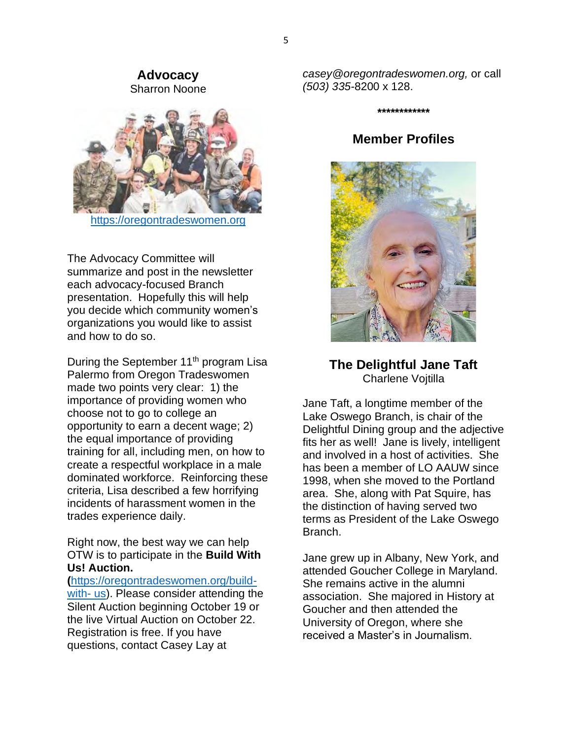## Advocacy

Sharron Noone

https://oregontradeswomen.org

The Advocacy Committee will summarize and post in the newsletter each advocacy-focused Branch presentation. Hopefully this will help you decide which community women's organizations you would like to assist and how to do so.

During the September 11th program Lisa Palermo from Oregon Tradeswomen made two points very clear: 1) the importance of providing women who choose not to go to college an opportunity to earn a decent wage; 2) the equal importance of providing training for all, including men, on how to create a respectful workplace in a male dominated workforce. Reinforcing these criteria, Lisa described a few horrifying incidents of harassment women in the trades experience daily.

Right now, the best way we can help OTW is to participate in the **Build With Us! Auction.** (https://oregontradeswomen.org/build-with-us). Please consider attending the Silent Auction beginning October 19 or the live Virtual Auction on October 22. Registration is free. If you have questions, contact Casey Lay at *casey@oregontradeswomen.org,* or call *(503) 335*-8200 x 128.

************

## Member Profiles

### The Delightful Jane Taft

Charlene Vojtilla

Jane Taft, a longtime member of the Lake Oswego Branch, is chair of the Delightful Dining group and the adjective fits her as well! Jane is lively, intelligent and involved in a host of activities. She has been a member of LO AAUW since 1998, when she moved to the Portland area. She, along with Pat Squire, has the distinction of having served two terms as President of the Lake Oswego Branch.

Jane grew up in Albany, New York, and attended Goucher College in Maryland. She remains active in the alumni association. She majored in History at Goucher and then attended the University of Oregon, where she received a Master's in Journalism.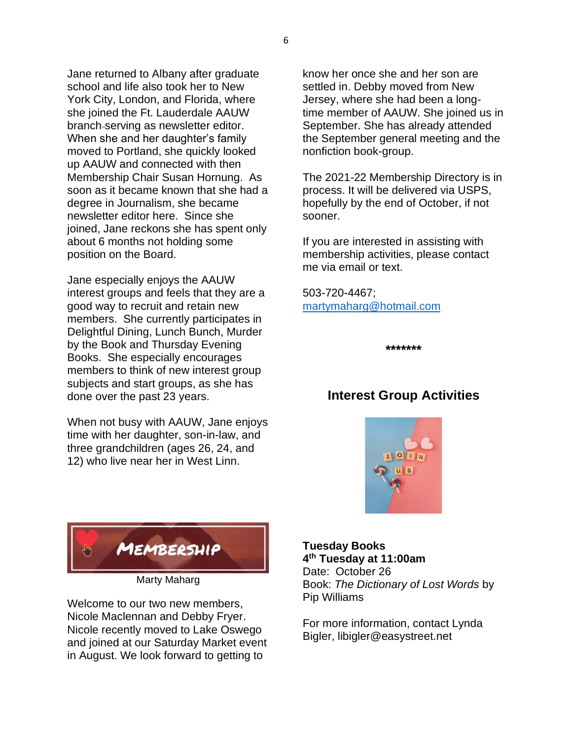Jane returned to Albany after graduate school and life also took her to New York City, London, and Florida, where she joined the Ft. Lauderdale AAUW branch serving as newsletter editor. When she and her daughter's family moved to Portland, she quickly looked up AAUW and connected with then Membership Chair Susan Hornung. As soon as it became known that she had a degree in Journalism, she became newsletter editor here. Since she joined, Jane reckons she has spent only about 6 months not holding some position on the Board.

Jane especially enjoys the AAUW interest groups and feels that they are a good way to recruit and retain new members. She currently participates in Delightful Dining, Lunch Bunch, Murder by the Book and Thursday Evening Books. She especially encourages members to think of new interest group subjects and start groups, as she has done over the past 23 years.

When not busy with AAUW, Jane enjoys time with her daughter, son-in-law, and three grandchildren (ages 26, 24, and 12) who live near her in West Linn.

## MEMBERSHIP

Marty Maharg

Welcome to our two new members, Nicole Maclennan and Debby Fryer. Nicole recently moved to Lake Oswego and joined at our Saturday Market event in August. We look forward to getting to know her once she and her son are settled in. Debby moved from New Jersey, where she had been a long-time member of AAUW. She joined us in September. She has already attended the September general meeting and the nonfiction book-group.

The 2021-22 Membership Directory is in process. It will be delivered via USPS, hopefully by the end of October, if not sooner.

If you are interested in assisting with membership activities, please contact me via email or text.

503-720-4467; martymaharg@hotmail.com

*******

## Interest Group Activities

**Tuesday Books**
**4th Tuesday at 11:00am**
Date: October 26
Book: *The Dictionary of Lost Words* by Pip Williams

For more information, contact Lynda Bigler, libigler@easystreet.net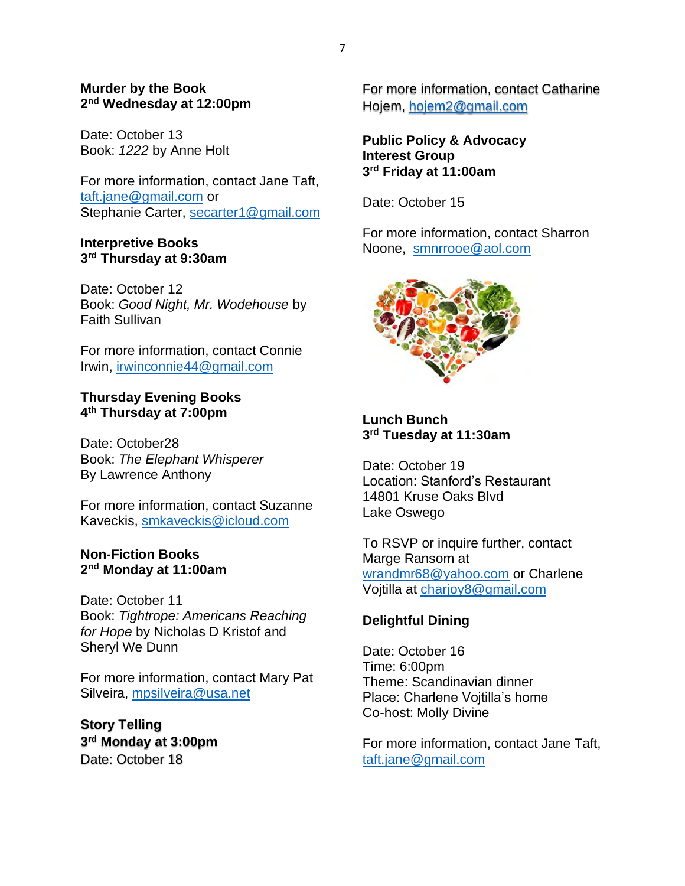**Murder by the Book**
**2nd Wednesday at 12:00pm**

Date: October 13
Book: *1222* by Anne Holt

For more information, contact Jane Taft, taft.jane@gmail.com or
Stephanie Carter, secarter1@gmail.com

**Interpretive Books**
**3rd Thursday at 9:30am**

Date: October 12
Book: *Good Night, Mr. Wodehouse* by Faith Sullivan

For more information, contact Connie Irwin, irwinconnie44@gmail.com

**Thursday Evening Books**
**4th Thursday at 7:00pm**

Date: October28
Book: *The Elephant Whisperer*
By Lawrence Anthony

For more information, contact Suzanne Kaveckis, smkaveckis@icloud.com

**Non-Fiction Books**
**2nd Monday at 11:00am**

Date: October 11
Book: *Tightrope: Americans Reaching for Hope* by Nicholas D Kristof and Sheryl We Dunn

For more information, contact Mary Pat Silveira, mpsilveira@usa.net

**Story Telling**
**3rd Monday at 3:00pm**
Date: October 18

For more information, contact Catharine Hojem, hojem2@gmail.com

**Public Policy & Advocacy Interest Group**
**3rd Friday at 11:00am**

Date: October 15

For more information, contact Sharron Noone, smnrrooe@aol.com

**Lunch Bunch**
**3rd Tuesday at 11:30am**

Date: October 19
Location: Stanford's Restaurant
14801 Kruse Oaks Blvd
Lake Oswego

To RSVP or inquire further, contact Marge Ransom at wrandmr68@yahoo.com or Charlene Vojtilla at charjoy8@gmail.com

**Delightful Dining**

Date: October 16
Time: 6:00pm
Theme: Scandinavian dinner
Place: Charlene Vojtilla's home
Co-host: Molly Divine

For more information, contact Jane Taft, taft.jane@gmail.com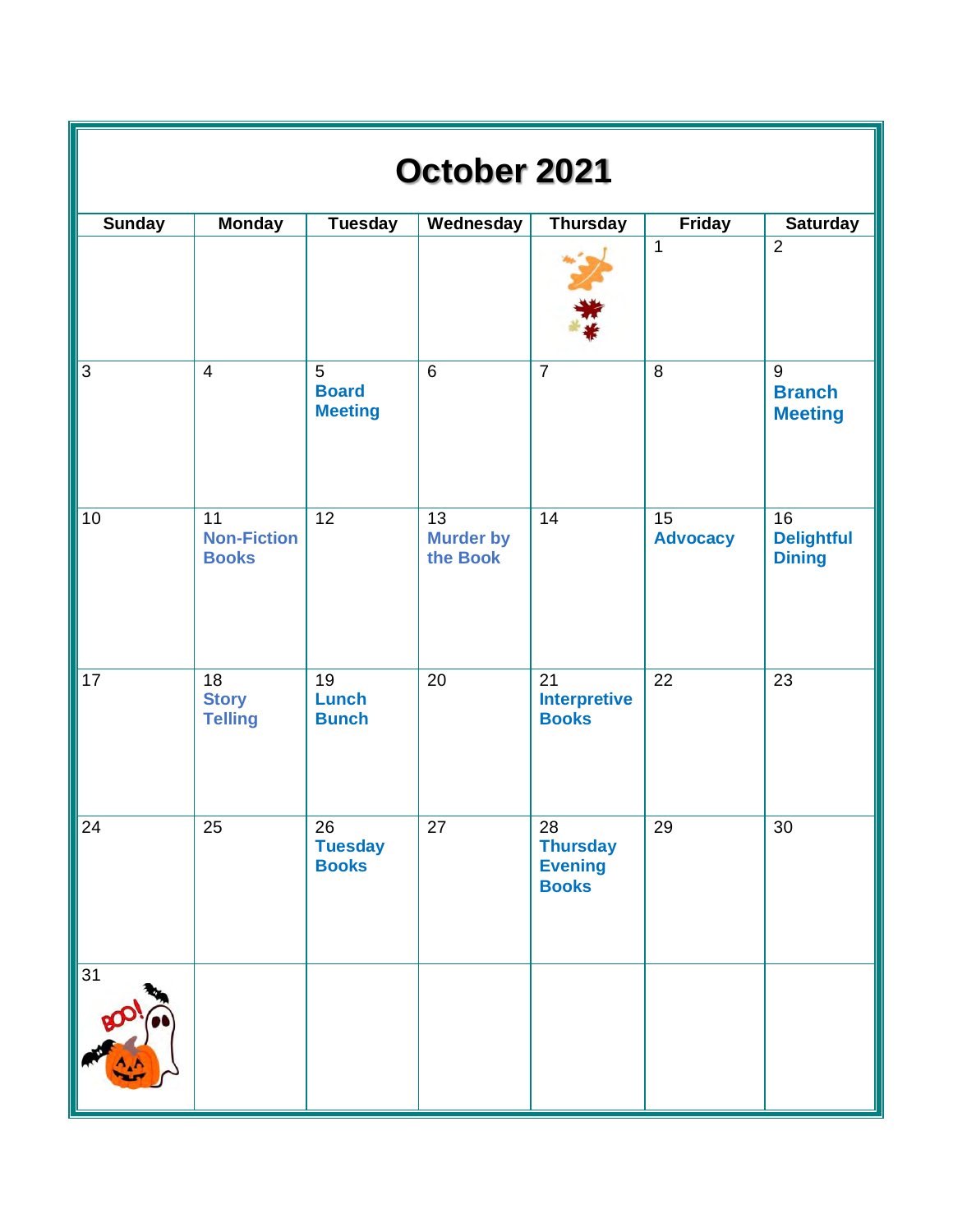# October 2021

| Sunday | Monday | Tuesday | Wednesday | Thursday | Friday | Saturday |
|---|---|---|---|---|---|---|
| | | | | | 1 | 2 |
| 3 | 4 | 5 **Board Meeting** | 6 | 7 | 8 | 9 **Branch Meeting** |
| 10 | 11 **Non-Fiction Books** | 12 | 13 **Murder by the Book** | 14 | 15 **Advocacy** | 16 **Delightful Dining** |
| 17 | 18 **Story Telling** | 19 **Lunch Bunch** | 20 | 21 **Interpretive Books** | 22 | 23 |
| 24 | 25 | 26 **Tuesday Books** | 27 | 28 **Thursday Evening Books** | 29 | 30 |
| 31 | | | | | | |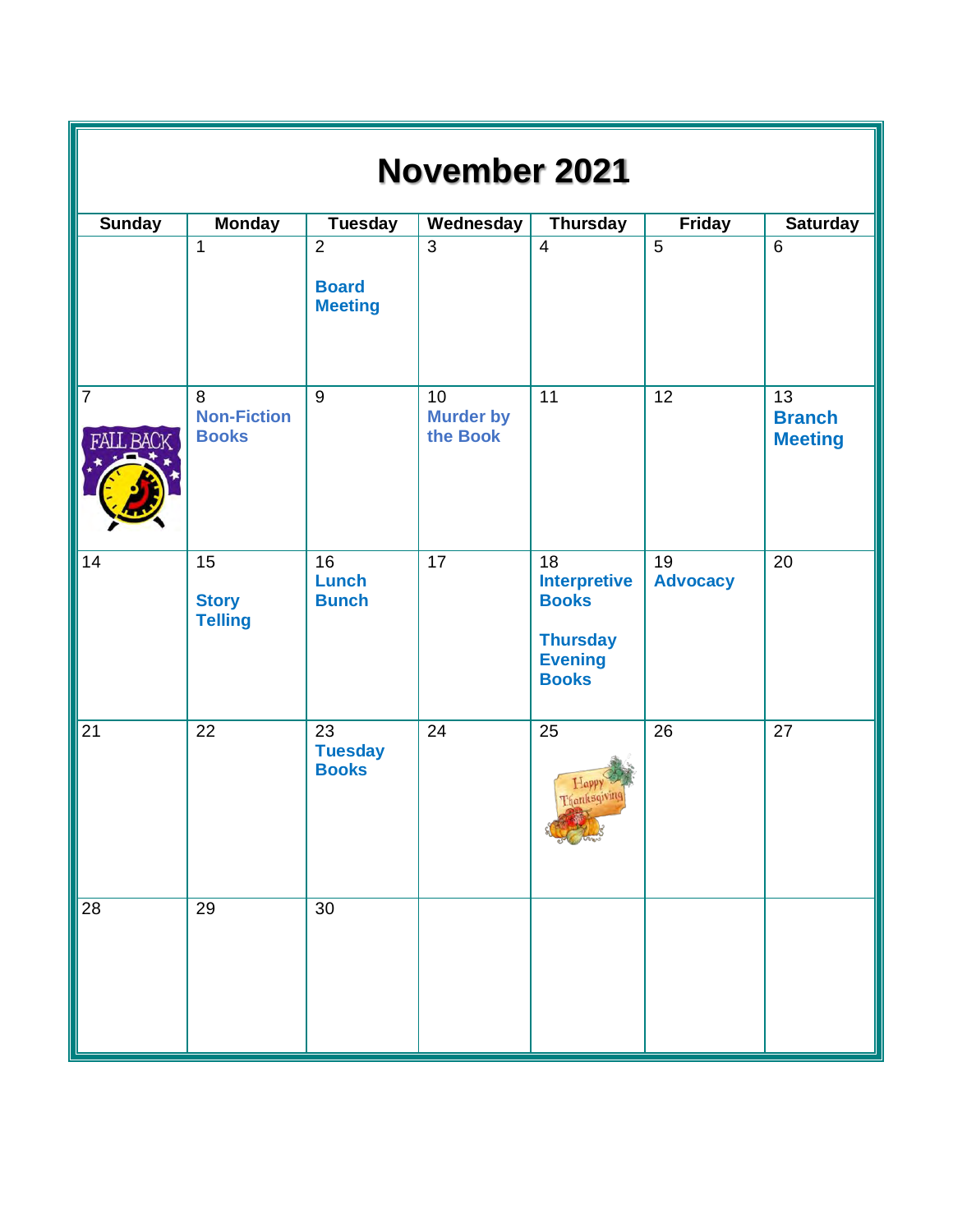# November 2021

| Sunday | Monday | Tuesday | Wednesday | Thursday | Friday | Saturday |
|---|---|---|---|---|---|---|
| | 1 | 2 **Board Meeting** | 3 | 4 | 5 | 6 |
| 7 FALL BACK | 8 **Non-Fiction Books** | 9 | 10 **Murder by the Book** | 11 | 12 | 13 **Branch Meeting** |
| 14 | 15 **Story Telling** | 16 **Lunch Bunch** | 17 | 18 **Interpretive Books** **Thursday Evening Books** | 19 **Advocacy** | 20 |
| 21 | 22 | 23 **Tuesday Books** | 24 | 25 Happy Thanksgiving | 26 | 27 |
| 28 | 29 | 30 | | | | |